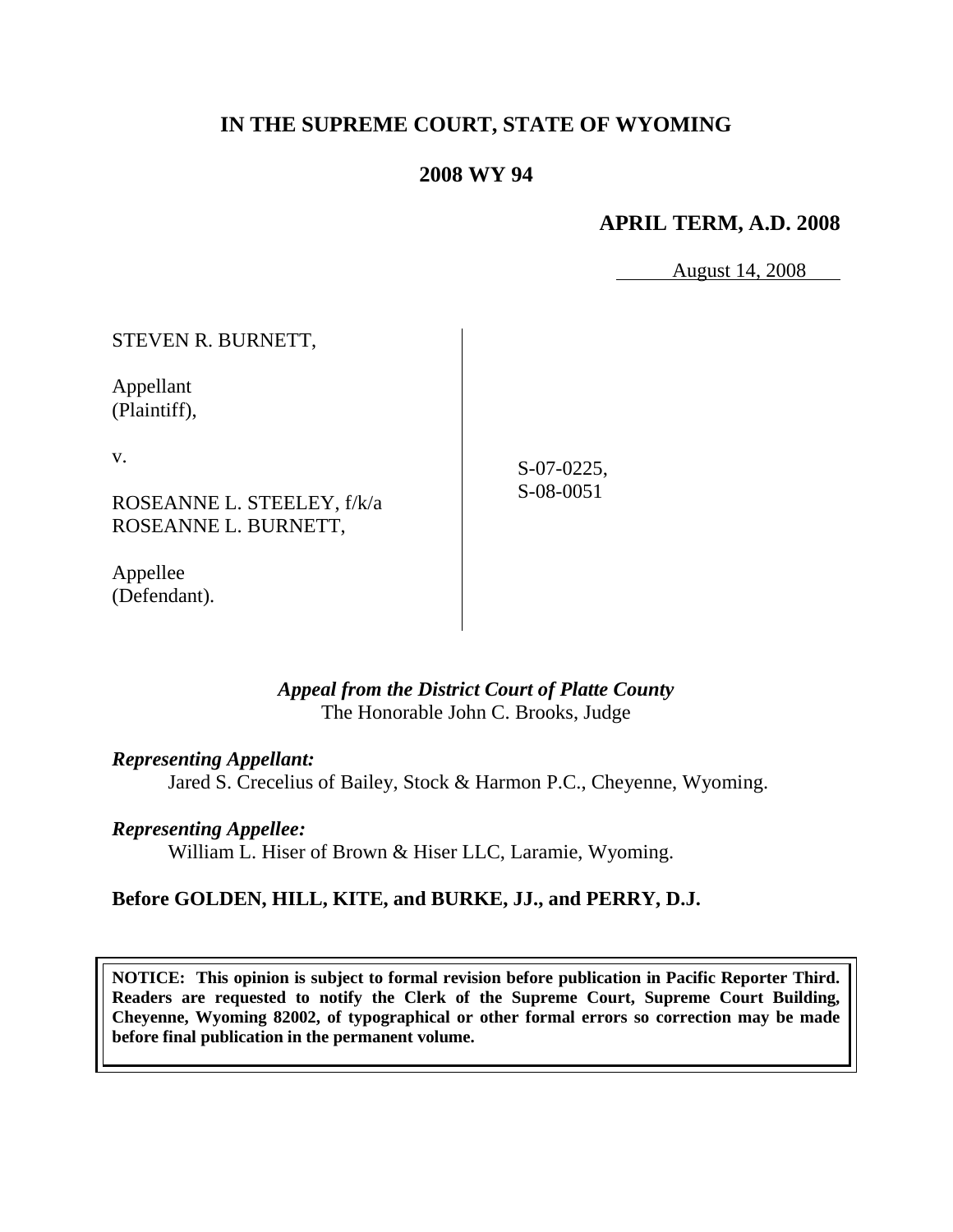# IN THE SUPREME COURT, STATE OF WYOMING

## 2008 WY 94

### APRIL TERM, A.D. 2008

August 14, 2008

STEVEN R. BURNETT,

Appellant
(Plaintiff),

v.

ROSEANNE L. STEELEY, f/k/a
ROSEANNE L. BURNETT,

Appellee
(Defendant).

S-07-0225,
S-08-0051

*Appeal from the District Court of Platte County*
The Honorable John C. Brooks, Judge

***Representing Appellant:***
Jared S. Crecelius of Bailey, Stock & Harmon P.C., Cheyenne, Wyoming.

***Representing Appellee:***
William L. Hiser of Brown & Hiser LLC, Laramie, Wyoming.

**Before GOLDEN, HILL, KITE, and BURKE, JJ., and PERRY, D.J.**

**NOTICE: This opinion is subject to formal revision before publication in Pacific Reporter Third. Readers are requested to notify the Clerk of the Supreme Court, Supreme Court Building, Cheyenne, Wyoming 82002, of typographical or other formal errors so correction may be made before final publication in the permanent volume.**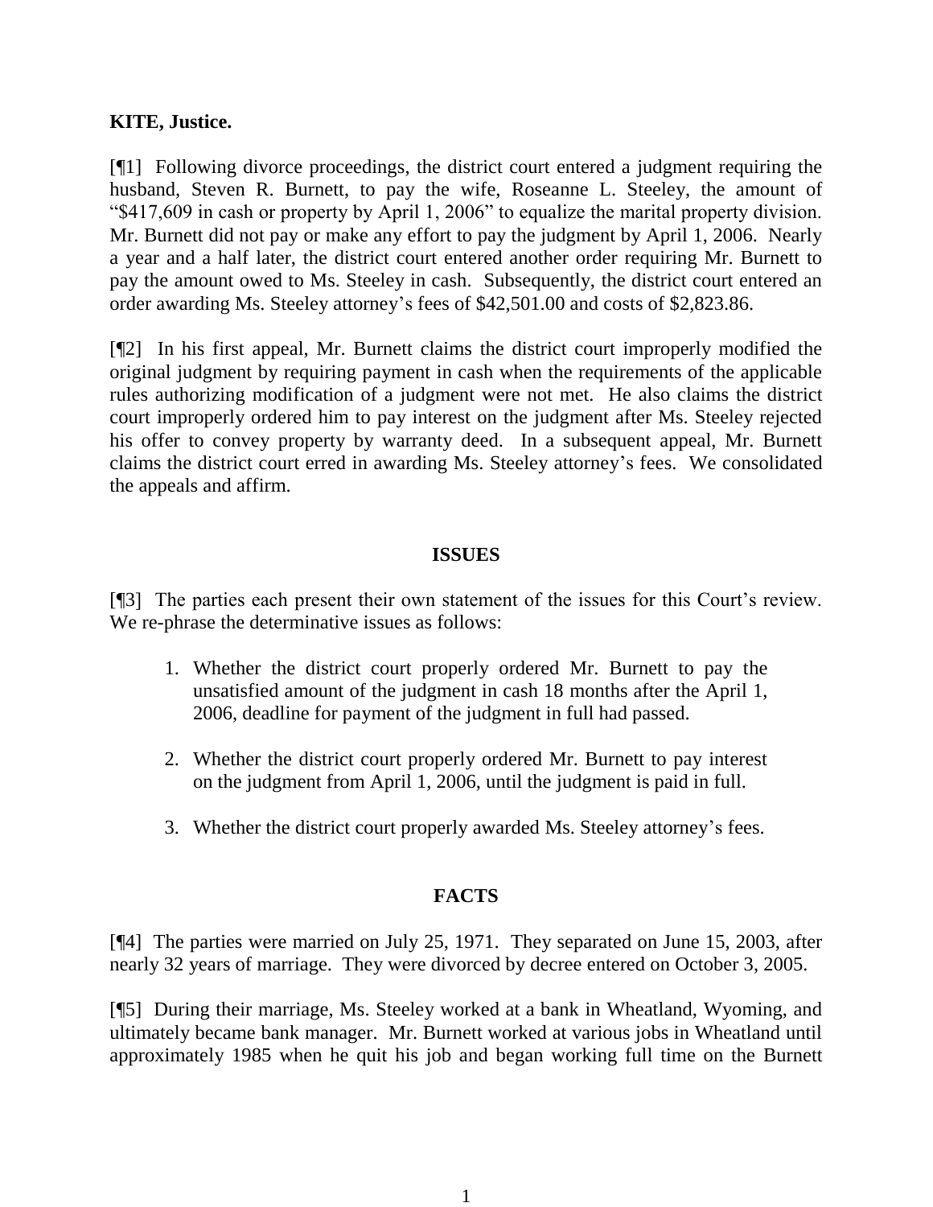**KITE, Justice.**

[¶1] Following divorce proceedings, the district court entered a judgment requiring the husband, Steven R. Burnett, to pay the wife, Roseanne L. Steeley, the amount of "$417,609 in cash or property by April 1, 2006" to equalize the marital property division. Mr. Burnett did not pay or make any effort to pay the judgment by April 1, 2006. Nearly a year and a half later, the district court entered another order requiring Mr. Burnett to pay the amount owed to Ms. Steeley in cash. Subsequently, the district court entered an order awarding Ms. Steeley attorney's fees of $42,501.00 and costs of $2,823.86.

[¶2] In his first appeal, Mr. Burnett claims the district court improperly modified the original judgment by requiring payment in cash when the requirements of the applicable rules authorizing modification of a judgment were not met. He also claims the district court improperly ordered him to pay interest on the judgment after Ms. Steeley rejected his offer to convey property by warranty deed. In a subsequent appeal, Mr. Burnett claims the district court erred in awarding Ms. Steeley attorney's fees. We consolidated the appeals and affirm.

## ISSUES

[¶3] The parties each present their own statement of the issues for this Court's review. We re-phrase the determinative issues as follows:

1. Whether the district court properly ordered Mr. Burnett to pay the unsatisfied amount of the judgment in cash 18 months after the April 1, 2006, deadline for payment of the judgment in full had passed.
2. Whether the district court properly ordered Mr. Burnett to pay interest on the judgment from April 1, 2006, until the judgment is paid in full.
3. Whether the district court properly awarded Ms. Steeley attorney's fees.

## FACTS

[¶4] The parties were married on July 25, 1971. They separated on June 15, 2003, after nearly 32 years of marriage. They were divorced by decree entered on October 3, 2005.

[¶5] During their marriage, Ms. Steeley worked at a bank in Wheatland, Wyoming, and ultimately became bank manager. Mr. Burnett worked at various jobs in Wheatland until approximately 1985 when he quit his job and began working full time on the Burnett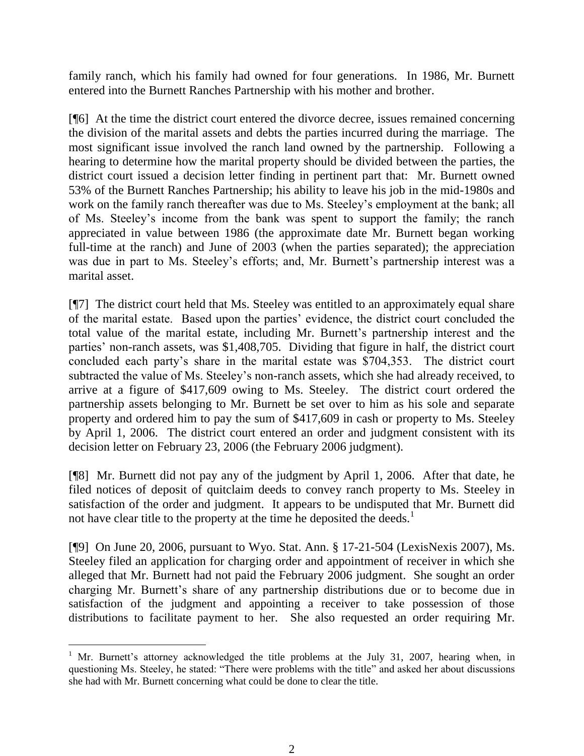family ranch, which his family had owned for four generations. In 1986, Mr. Burnett entered into the Burnett Ranches Partnership with his mother and brother.

[¶6] At the time the district court entered the divorce decree, issues remained concerning the division of the marital assets and debts the parties incurred during the marriage. The most significant issue involved the ranch land owned by the partnership. Following a hearing to determine how the marital property should be divided between the parties, the district court issued a decision letter finding in pertinent part that: Mr. Burnett owned 53% of the Burnett Ranches Partnership; his ability to leave his job in the mid-1980s and work on the family ranch thereafter was due to Ms. Steeley's employment at the bank; all of Ms. Steeley's income from the bank was spent to support the family; the ranch appreciated in value between 1986 (the approximate date Mr. Burnett began working full-time at the ranch) and June of 2003 (when the parties separated); the appreciation was due in part to Ms. Steeley's efforts; and, Mr. Burnett's partnership interest was a marital asset.

[¶7] The district court held that Ms. Steeley was entitled to an approximately equal share of the marital estate. Based upon the parties' evidence, the district court concluded the total value of the marital estate, including Mr. Burnett's partnership interest and the parties' non-ranch assets, was $1,408,705. Dividing that figure in half, the district court concluded each party's share in the marital estate was $704,353. The district court subtracted the value of Ms. Steeley's non-ranch assets, which she had already received, to arrive at a figure of $417,609 owing to Ms. Steeley. The district court ordered the partnership assets belonging to Mr. Burnett be set over to him as his sole and separate property and ordered him to pay the sum of $417,609 in cash or property to Ms. Steeley by April 1, 2006. The district court entered an order and judgment consistent with its decision letter on February 23, 2006 (the February 2006 judgment).

[¶8] Mr. Burnett did not pay any of the judgment by April 1, 2006. After that date, he filed notices of deposit of quitclaim deeds to convey ranch property to Ms. Steeley in satisfaction of the order and judgment. It appears to be undisputed that Mr. Burnett did not have clear title to the property at the time he deposited the deeds.[1]

[¶9] On June 20, 2006, pursuant to Wyo. Stat. Ann. § 17-21-504 (LexisNexis 2007), Ms. Steeley filed an application for charging order and appointment of receiver in which she alleged that Mr. Burnett had not paid the February 2006 judgment. She sought an order charging Mr. Burnett's share of any partnership distributions due or to become due in satisfaction of the judgment and appointing a receiver to take possession of those distributions to facilitate payment to her. She also requested an order requiring Mr.

[1] Mr. Burnett's attorney acknowledged the title problems at the July 31, 2007, hearing when, in questioning Ms. Steeley, he stated: "There were problems with the title" and asked her about discussions she had with Mr. Burnett concerning what could be done to clear the title.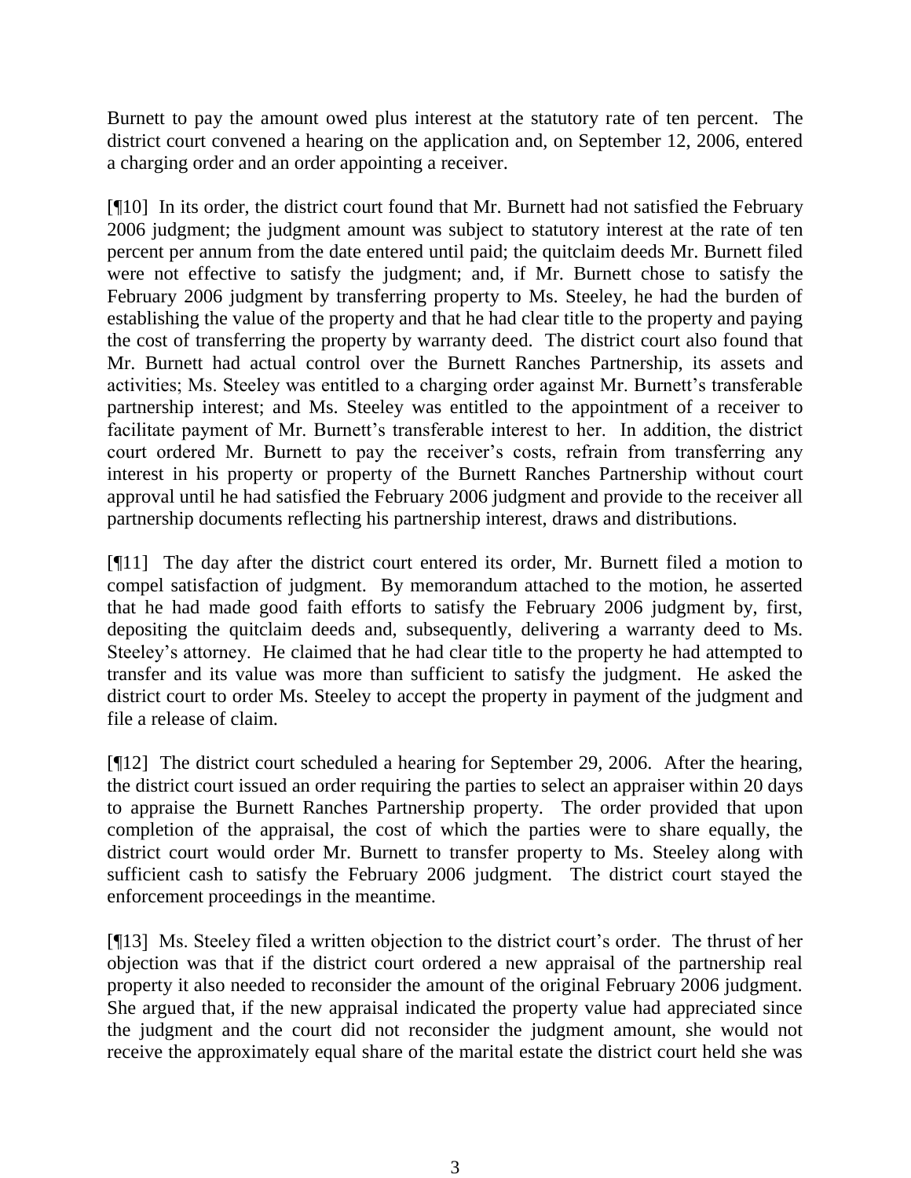Burnett to pay the amount owed plus interest at the statutory rate of ten percent. The district court convened a hearing on the application and, on September 12, 2006, entered a charging order and an order appointing a receiver.

[¶10] In its order, the district court found that Mr. Burnett had not satisfied the February 2006 judgment; the judgment amount was subject to statutory interest at the rate of ten percent per annum from the date entered until paid; the quitclaim deeds Mr. Burnett filed were not effective to satisfy the judgment; and, if Mr. Burnett chose to satisfy the February 2006 judgment by transferring property to Ms. Steeley, he had the burden of establishing the value of the property and that he had clear title to the property and paying the cost of transferring the property by warranty deed. The district court also found that Mr. Burnett had actual control over the Burnett Ranches Partnership, its assets and activities; Ms. Steeley was entitled to a charging order against Mr. Burnett's transferable partnership interest; and Ms. Steeley was entitled to the appointment of a receiver to facilitate payment of Mr. Burnett's transferable interest to her. In addition, the district court ordered Mr. Burnett to pay the receiver's costs, refrain from transferring any interest in his property or property of the Burnett Ranches Partnership without court approval until he had satisfied the February 2006 judgment and provide to the receiver all partnership documents reflecting his partnership interest, draws and distributions.

[¶11] The day after the district court entered its order, Mr. Burnett filed a motion to compel satisfaction of judgment. By memorandum attached to the motion, he asserted that he had made good faith efforts to satisfy the February 2006 judgment by, first, depositing the quitclaim deeds and, subsequently, delivering a warranty deed to Ms. Steeley's attorney. He claimed that he had clear title to the property he had attempted to transfer and its value was more than sufficient to satisfy the judgment. He asked the district court to order Ms. Steeley to accept the property in payment of the judgment and file a release of claim.

[¶12] The district court scheduled a hearing for September 29, 2006. After the hearing, the district court issued an order requiring the parties to select an appraiser within 20 days to appraise the Burnett Ranches Partnership property. The order provided that upon completion of the appraisal, the cost of which the parties were to share equally, the district court would order Mr. Burnett to transfer property to Ms. Steeley along with sufficient cash to satisfy the February 2006 judgment. The district court stayed the enforcement proceedings in the meantime.

[¶13] Ms. Steeley filed a written objection to the district court's order. The thrust of her objection was that if the district court ordered a new appraisal of the partnership real property it also needed to reconsider the amount of the original February 2006 judgment. She argued that, if the new appraisal indicated the property value had appreciated since the judgment and the court did not reconsider the judgment amount, she would not receive the approximately equal share of the marital estate the district court held she was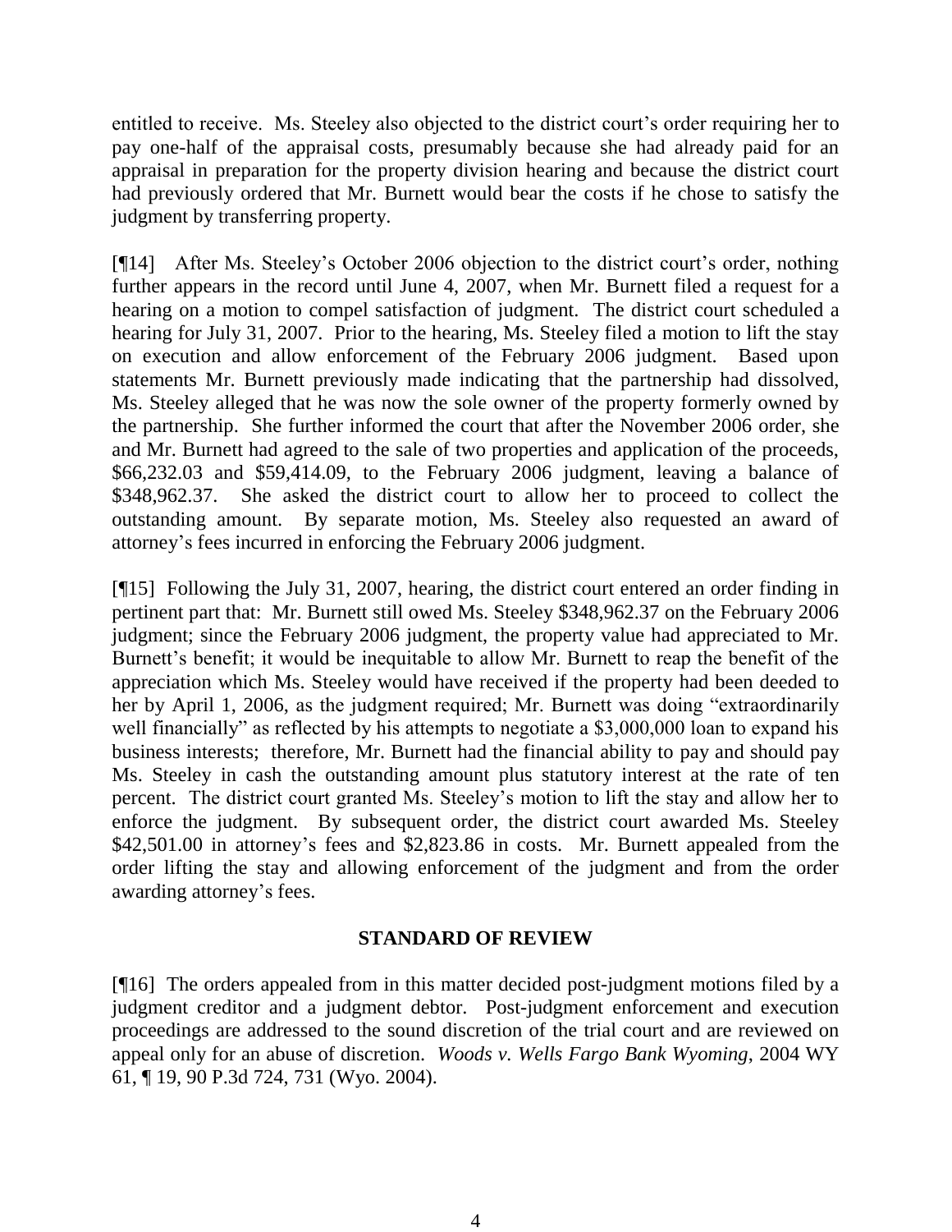entitled to receive. Ms. Steeley also objected to the district court's order requiring her to pay one-half of the appraisal costs, presumably because she had already paid for an appraisal in preparation for the property division hearing and because the district court had previously ordered that Mr. Burnett would bear the costs if he chose to satisfy the judgment by transferring property.

[¶14] After Ms. Steeley's October 2006 objection to the district court's order, nothing further appears in the record until June 4, 2007, when Mr. Burnett filed a request for a hearing on a motion to compel satisfaction of judgment. The district court scheduled a hearing for July 31, 2007. Prior to the hearing, Ms. Steeley filed a motion to lift the stay on execution and allow enforcement of the February 2006 judgment. Based upon statements Mr. Burnett previously made indicating that the partnership had dissolved, Ms. Steeley alleged that he was now the sole owner of the property formerly owned by the partnership. She further informed the court that after the November 2006 order, she and Mr. Burnett had agreed to the sale of two properties and application of the proceeds, $66,232.03 and $59,414.09, to the February 2006 judgment, leaving a balance of $348,962.37. She asked the district court to allow her to proceed to collect the outstanding amount. By separate motion, Ms. Steeley also requested an award of attorney's fees incurred in enforcing the February 2006 judgment.

[¶15] Following the July 31, 2007, hearing, the district court entered an order finding in pertinent part that: Mr. Burnett still owed Ms. Steeley $348,962.37 on the February 2006 judgment; since the February 2006 judgment, the property value had appreciated to Mr. Burnett's benefit; it would be inequitable to allow Mr. Burnett to reap the benefit of the appreciation which Ms. Steeley would have received if the property had been deeded to her by April 1, 2006, as the judgment required; Mr. Burnett was doing "extraordinarily well financially" as reflected by his attempts to negotiate a $3,000,000 loan to expand his business interests; therefore, Mr. Burnett had the financial ability to pay and should pay Ms. Steeley in cash the outstanding amount plus statutory interest at the rate of ten percent. The district court granted Ms. Steeley's motion to lift the stay and allow her to enforce the judgment. By subsequent order, the district court awarded Ms. Steeley $42,501.00 in attorney's fees and $2,823.86 in costs. Mr. Burnett appealed from the order lifting the stay and allowing enforcement of the judgment and from the order awarding attorney's fees.

## STANDARD OF REVIEW

[¶16] The orders appealed from in this matter decided post-judgment motions filed by a judgment creditor and a judgment debtor. Post-judgment enforcement and execution proceedings are addressed to the sound discretion of the trial court and are reviewed on appeal only for an abuse of discretion. *Woods v. Wells Fargo Bank Wyoming*, 2004 WY 61, ¶ 19, 90 P.3d 724, 731 (Wyo. 2004).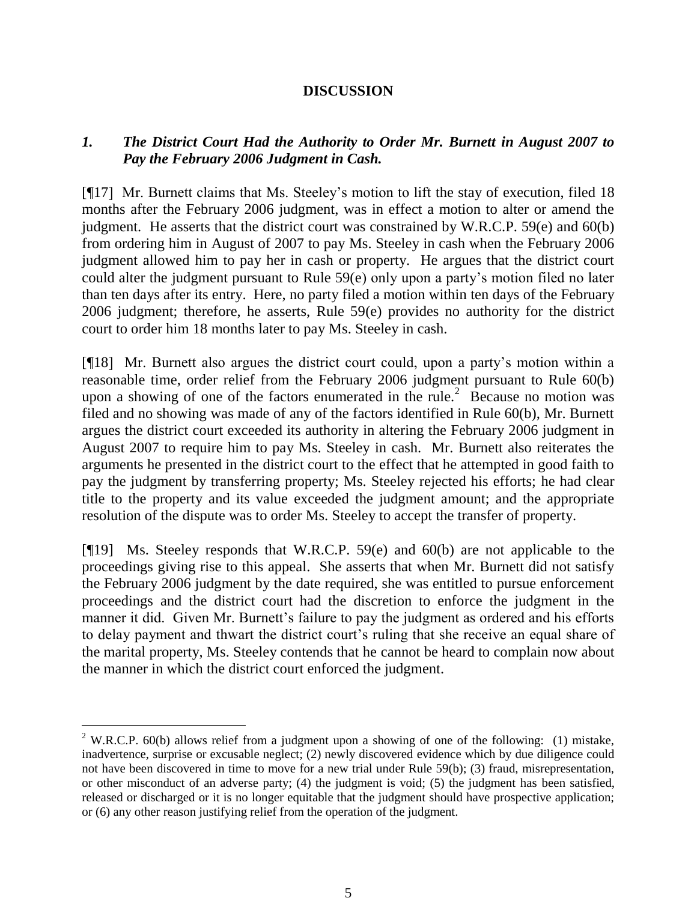## DISCUSSION

### *1. The District Court Had the Authority to Order Mr. Burnett in August 2007 to Pay the February 2006 Judgment in Cash.*

[¶17] Mr. Burnett claims that Ms. Steeley's motion to lift the stay of execution, filed 18 months after the February 2006 judgment, was in effect a motion to alter or amend the judgment. He asserts that the district court was constrained by W.R.C.P. 59(e) and 60(b) from ordering him in August of 2007 to pay Ms. Steeley in cash when the February 2006 judgment allowed him to pay her in cash or property. He argues that the district court could alter the judgment pursuant to Rule 59(e) only upon a party's motion filed no later than ten days after its entry. Here, no party filed a motion within ten days of the February 2006 judgment; therefore, he asserts, Rule 59(e) provides no authority for the district court to order him 18 months later to pay Ms. Steeley in cash.

[¶18] Mr. Burnett also argues the district court could, upon a party's motion within a reasonable time, order relief from the February 2006 judgment pursuant to Rule 60(b) upon a showing of one of the factors enumerated in the rule.[2] Because no motion was filed and no showing was made of any of the factors identified in Rule 60(b), Mr. Burnett argues the district court exceeded its authority in altering the February 2006 judgment in August 2007 to require him to pay Ms. Steeley in cash. Mr. Burnett also reiterates the arguments he presented in the district court to the effect that he attempted in good faith to pay the judgment by transferring property; Ms. Steeley rejected his efforts; he had clear title to the property and its value exceeded the judgment amount; and the appropriate resolution of the dispute was to order Ms. Steeley to accept the transfer of property.

[¶19] Ms. Steeley responds that W.R.C.P. 59(e) and 60(b) are not applicable to the proceedings giving rise to this appeal. She asserts that when Mr. Burnett did not satisfy the February 2006 judgment by the date required, she was entitled to pursue enforcement proceedings and the district court had the discretion to enforce the judgment in the manner it did. Given Mr. Burnett's failure to pay the judgment as ordered and his efforts to delay payment and thwart the district court's ruling that she receive an equal share of the marital property, Ms. Steeley contends that he cannot be heard to complain now about the manner in which the district court enforced the judgment.

---

[2] W.R.C.P. 60(b) allows relief from a judgment upon a showing of one of the following: (1) mistake, inadvertence, surprise or excusable neglect; (2) newly discovered evidence which by due diligence could not have been discovered in time to move for a new trial under Rule 59(b); (3) fraud, misrepresentation, or other misconduct of an adverse party; (4) the judgment is void; (5) the judgment has been satisfied, released or discharged or it is no longer equitable that the judgment should have prospective application; or (6) any other reason justifying relief from the operation of the judgment.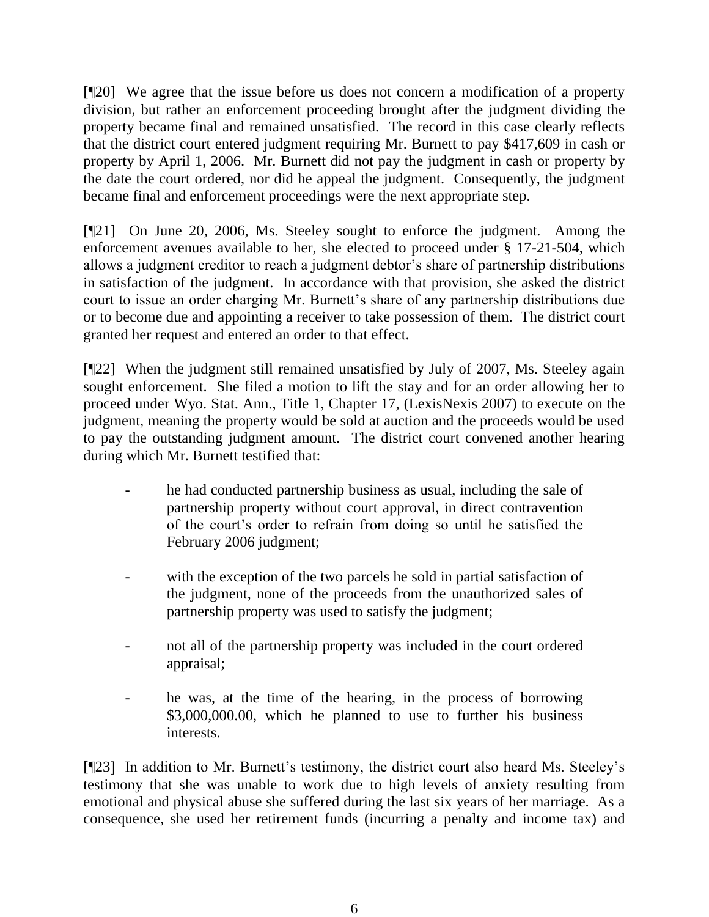[¶20] We agree that the issue before us does not concern a modification of a property division, but rather an enforcement proceeding brought after the judgment dividing the property became final and remained unsatisfied. The record in this case clearly reflects that the district court entered judgment requiring Mr. Burnett to pay $417,609 in cash or property by April 1, 2006. Mr. Burnett did not pay the judgment in cash or property by the date the court ordered, nor did he appeal the judgment. Consequently, the judgment became final and enforcement proceedings were the next appropriate step.

[¶21] On June 20, 2006, Ms. Steeley sought to enforce the judgment. Among the enforcement avenues available to her, she elected to proceed under § 17-21-504, which allows a judgment creditor to reach a judgment debtor's share of partnership distributions in satisfaction of the judgment. In accordance with that provision, she asked the district court to issue an order charging Mr. Burnett's share of any partnership distributions due or to become due and appointing a receiver to take possession of them. The district court granted her request and entered an order to that effect.

[¶22] When the judgment still remained unsatisfied by July of 2007, Ms. Steeley again sought enforcement. She filed a motion to lift the stay and for an order allowing her to proceed under Wyo. Stat. Ann., Title 1, Chapter 17, (LexisNexis 2007) to execute on the judgment, meaning the property would be sold at auction and the proceeds would be used to pay the outstanding judgment amount. The district court convened another hearing during which Mr. Burnett testified that:

- he had conducted partnership business as usual, including the sale of partnership property without court approval, in direct contravention of the court's order to refrain from doing so until he satisfied the February 2006 judgment;

- with the exception of the two parcels he sold in partial satisfaction of the judgment, none of the proceeds from the unauthorized sales of partnership property was used to satisfy the judgment;

- not all of the partnership property was included in the court ordered appraisal;

- he was, at the time of the hearing, in the process of borrowing $3,000,000.00, which he planned to use to further his business interests.

[¶23] In addition to Mr. Burnett's testimony, the district court also heard Ms. Steeley's testimony that she was unable to work due to high levels of anxiety resulting from emotional and physical abuse she suffered during the last six years of her marriage. As a consequence, she used her retirement funds (incurring a penalty and income tax) and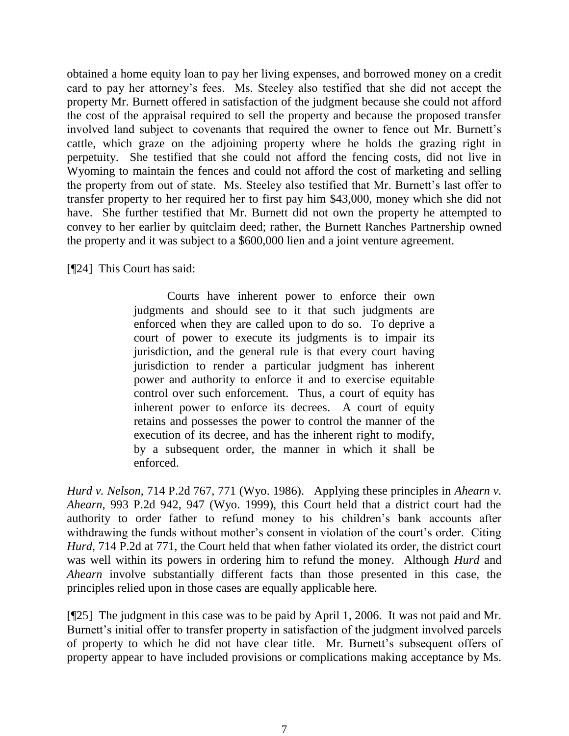obtained a home equity loan to pay her living expenses, and borrowed money on a credit card to pay her attorney's fees. Ms. Steeley also testified that she did not accept the property Mr. Burnett offered in satisfaction of the judgment because she could not afford the cost of the appraisal required to sell the property and because the proposed transfer involved land subject to covenants that required the owner to fence out Mr. Burnett's cattle, which graze on the adjoining property where he holds the grazing right in perpetuity. She testified that she could not afford the fencing costs, did not live in Wyoming to maintain the fences and could not afford the cost of marketing and selling the property from out of state. Ms. Steeley also testified that Mr. Burnett's last offer to transfer property to her required her to first pay him $43,000, money which she did not have. She further testified that Mr. Burnett did not own the property he attempted to convey to her earlier by quitclaim deed; rather, the Burnett Ranches Partnership owned the property and it was subject to a $600,000 lien and a joint venture agreement.

[¶24] This Court has said:

> Courts have inherent power to enforce their own judgments and should see to it that such judgments are enforced when they are called upon to do so. To deprive a court of power to execute its judgments is to impair its jurisdiction, and the general rule is that every court having jurisdiction to render a particular judgment has inherent power and authority to enforce it and to exercise equitable control over such enforcement. Thus, a court of equity has inherent power to enforce its decrees. A court of equity retains and possesses the power to control the manner of the execution of its decree, and has the inherent right to modify, by a subsequent order, the manner in which it shall be enforced.

*Hurd v. Nelson*, 714 P.2d 767, 771 (Wyo. 1986). Applying these principles in *Ahearn v. Ahearn*, 993 P.2d 942, 947 (Wyo. 1999), this Court held that a district court had the authority to order father to refund money to his children's bank accounts after withdrawing the funds without mother's consent in violation of the court's order. Citing *Hurd*, 714 P.2d at 771, the Court held that when father violated its order, the district court was well within its powers in ordering him to refund the money. Although *Hurd* and *Ahearn* involve substantially different facts than those presented in this case, the principles relied upon in those cases are equally applicable here.

[¶25] The judgment in this case was to be paid by April 1, 2006. It was not paid and Mr. Burnett's initial offer to transfer property in satisfaction of the judgment involved parcels of property to which he did not have clear title. Mr. Burnett's subsequent offers of property appear to have included provisions or complications making acceptance by Ms.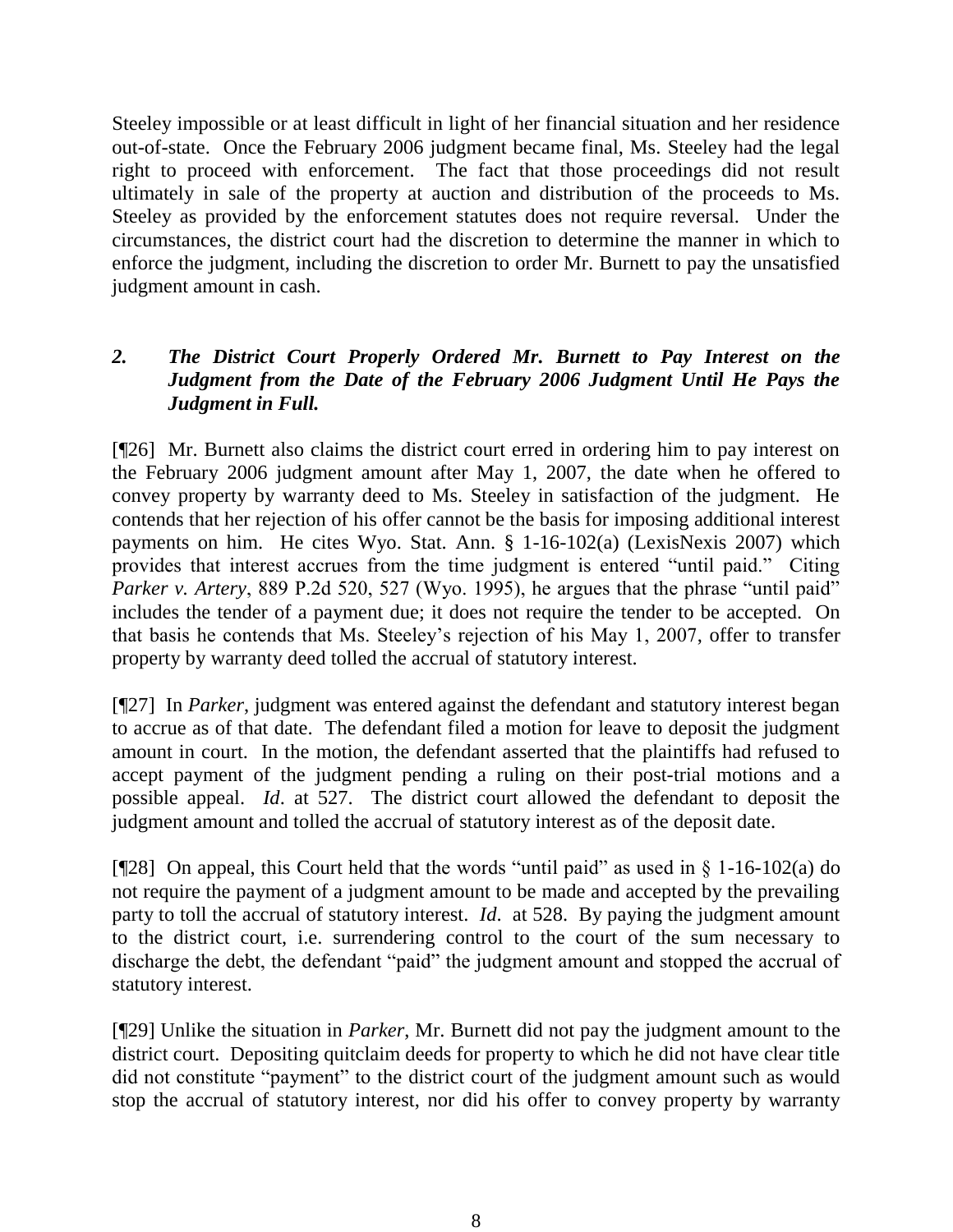Steeley impossible or at least difficult in light of her financial situation and her residence out-of-state. Once the February 2006 judgment became final, Ms. Steeley had the legal right to proceed with enforcement. The fact that those proceedings did not result ultimately in sale of the property at auction and distribution of the proceeds to Ms. Steeley as provided by the enforcement statutes does not require reversal. Under the circumstances, the district court had the discretion to determine the manner in which to enforce the judgment, including the discretion to order Mr. Burnett to pay the unsatisfied judgment amount in cash.

### *2. The District Court Properly Ordered Mr. Burnett to Pay Interest on the Judgment from the Date of the February 2006 Judgment Until He Pays the Judgment in Full.*

[¶26] Mr. Burnett also claims the district court erred in ordering him to pay interest on the February 2006 judgment amount after May 1, 2007, the date when he offered to convey property by warranty deed to Ms. Steeley in satisfaction of the judgment. He contends that her rejection of his offer cannot be the basis for imposing additional interest payments on him. He cites Wyo. Stat. Ann. § 1-16-102(a) (LexisNexis 2007) which provides that interest accrues from the time judgment is entered "until paid." Citing *Parker v. Artery*, 889 P.2d 520, 527 (Wyo. 1995), he argues that the phrase "until paid" includes the tender of a payment due; it does not require the tender to be accepted. On that basis he contends that Ms. Steeley's rejection of his May 1, 2007, offer to transfer property by warranty deed tolled the accrual of statutory interest.

[¶27] In *Parker*, judgment was entered against the defendant and statutory interest began to accrue as of that date. The defendant filed a motion for leave to deposit the judgment amount in court. In the motion, the defendant asserted that the plaintiffs had refused to accept payment of the judgment pending a ruling on their post-trial motions and a possible appeal. *Id*. at 527. The district court allowed the defendant to deposit the judgment amount and tolled the accrual of statutory interest as of the deposit date.

[¶28] On appeal, this Court held that the words "until paid" as used in § 1-16-102(a) do not require the payment of a judgment amount to be made and accepted by the prevailing party to toll the accrual of statutory interest. *Id*. at 528. By paying the judgment amount to the district court, i.e. surrendering control to the court of the sum necessary to discharge the debt, the defendant "paid" the judgment amount and stopped the accrual of statutory interest.

[¶29] Unlike the situation in *Parker*, Mr. Burnett did not pay the judgment amount to the district court. Depositing quitclaim deeds for property to which he did not have clear title did not constitute "payment" to the district court of the judgment amount such as would stop the accrual of statutory interest, nor did his offer to convey property by warranty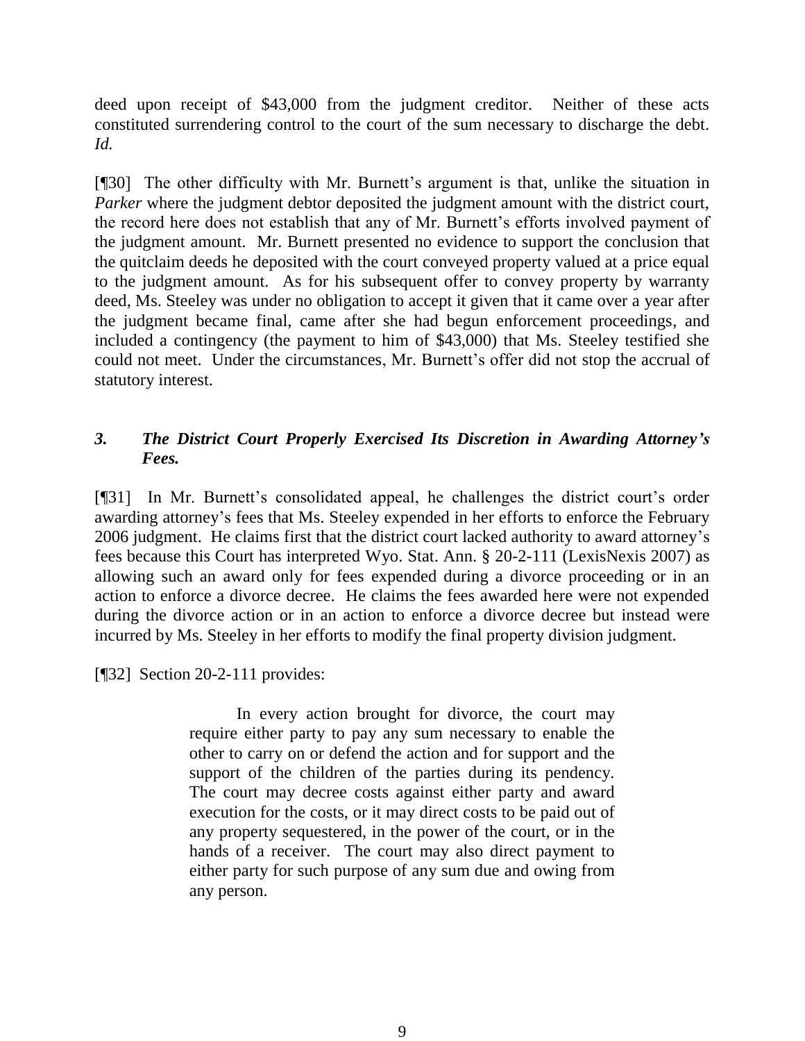deed upon receipt of $43,000 from the judgment creditor. Neither of these acts constituted surrendering control to the court of the sum necessary to discharge the debt. *Id.*

[¶30] The other difficulty with Mr. Burnett's argument is that, unlike the situation in *Parker* where the judgment debtor deposited the judgment amount with the district court, the record here does not establish that any of Mr. Burnett's efforts involved payment of the judgment amount. Mr. Burnett presented no evidence to support the conclusion that the quitclaim deeds he deposited with the court conveyed property valued at a price equal to the judgment amount. As for his subsequent offer to convey property by warranty deed, Ms. Steeley was under no obligation to accept it given that it came over a year after the judgment became final, came after she had begun enforcement proceedings, and included a contingency (the payment to him of $43,000) that Ms. Steeley testified she could not meet. Under the circumstances, Mr. Burnett's offer did not stop the accrual of statutory interest.

### *3. The District Court Properly Exercised Its Discretion in Awarding Attorney's Fees.*

[¶31] In Mr. Burnett's consolidated appeal, he challenges the district court's order awarding attorney's fees that Ms. Steeley expended in her efforts to enforce the February 2006 judgment. He claims first that the district court lacked authority to award attorney's fees because this Court has interpreted Wyo. Stat. Ann. § 20-2-111 (LexisNexis 2007) as allowing such an award only for fees expended during a divorce proceeding or in an action to enforce a divorce decree. He claims the fees awarded here were not expended during the divorce action or in an action to enforce a divorce decree but instead were incurred by Ms. Steeley in her efforts to modify the final property division judgment.

[¶32] Section 20-2-111 provides:

> In every action brought for divorce, the court may require either party to pay any sum necessary to enable the other to carry on or defend the action and for support and the support of the children of the parties during its pendency. The court may decree costs against either party and award execution for the costs, or it may direct costs to be paid out of any property sequestered, in the power of the court, or in the hands of a receiver. The court may also direct payment to either party for such purpose of any sum due and owing from any person.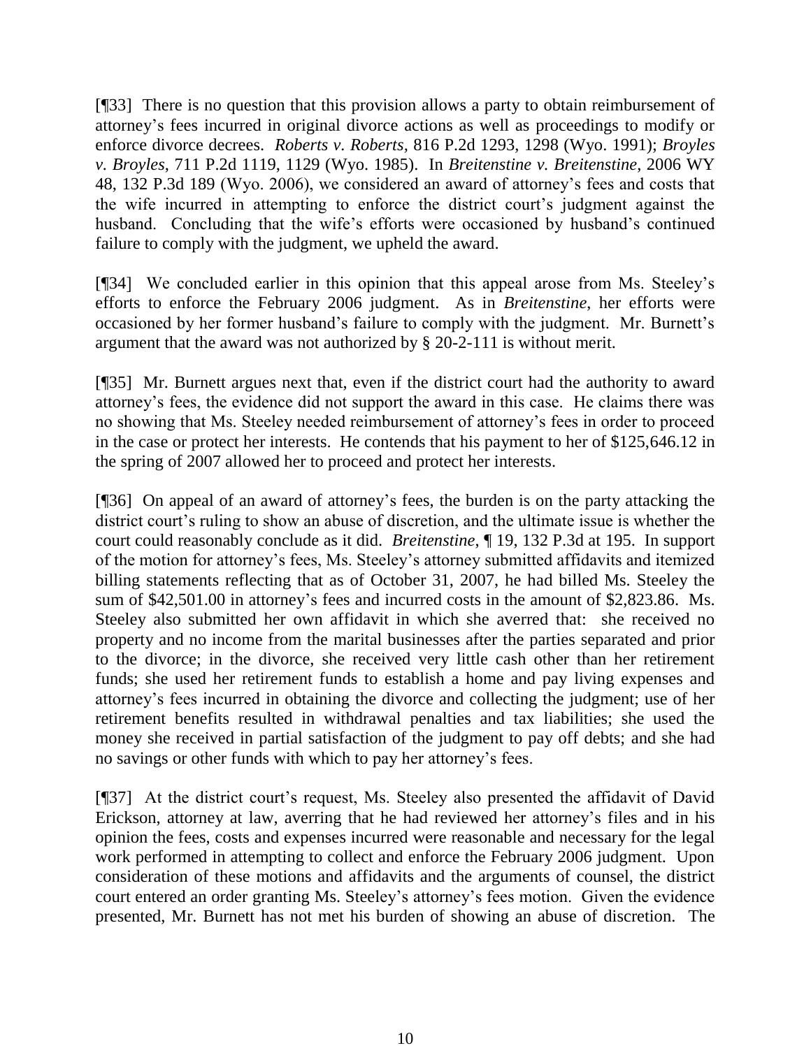[¶33] There is no question that this provision allows a party to obtain reimbursement of attorney's fees incurred in original divorce actions as well as proceedings to modify or enforce divorce decrees. *Roberts v. Roberts*, 816 P.2d 1293, 1298 (Wyo. 1991); *Broyles v. Broyles*, 711 P.2d 1119, 1129 (Wyo. 1985). In *Breitenstine v. Breitenstine*, 2006 WY 48, 132 P.3d 189 (Wyo. 2006), we considered an award of attorney's fees and costs that the wife incurred in attempting to enforce the district court's judgment against the husband. Concluding that the wife's efforts were occasioned by husband's continued failure to comply with the judgment, we upheld the award.

[¶34] We concluded earlier in this opinion that this appeal arose from Ms. Steeley's efforts to enforce the February 2006 judgment. As in *Breitenstine*, her efforts were occasioned by her former husband's failure to comply with the judgment. Mr. Burnett's argument that the award was not authorized by § 20-2-111 is without merit.

[¶35] Mr. Burnett argues next that, even if the district court had the authority to award attorney's fees, the evidence did not support the award in this case. He claims there was no showing that Ms. Steeley needed reimbursement of attorney's fees in order to proceed in the case or protect her interests. He contends that his payment to her of $125,646.12 in the spring of 2007 allowed her to proceed and protect her interests.

[¶36] On appeal of an award of attorney's fees, the burden is on the party attacking the district court's ruling to show an abuse of discretion, and the ultimate issue is whether the court could reasonably conclude as it did. *Breitenstine*, ¶ 19, 132 P.3d at 195. In support of the motion for attorney's fees, Ms. Steeley's attorney submitted affidavits and itemized billing statements reflecting that as of October 31, 2007, he had billed Ms. Steeley the sum of $42,501.00 in attorney's fees and incurred costs in the amount of $2,823.86. Ms. Steeley also submitted her own affidavit in which she averred that: she received no property and no income from the marital businesses after the parties separated and prior to the divorce; in the divorce, she received very little cash other than her retirement funds; she used her retirement funds to establish a home and pay living expenses and attorney's fees incurred in obtaining the divorce and collecting the judgment; use of her retirement benefits resulted in withdrawal penalties and tax liabilities; she used the money she received in partial satisfaction of the judgment to pay off debts; and she had no savings or other funds with which to pay her attorney's fees.

[¶37] At the district court's request, Ms. Steeley also presented the affidavit of David Erickson, attorney at law, averring that he had reviewed her attorney's files and in his opinion the fees, costs and expenses incurred were reasonable and necessary for the legal work performed in attempting to collect and enforce the February 2006 judgment. Upon consideration of these motions and affidavits and the arguments of counsel, the district court entered an order granting Ms. Steeley's attorney's fees motion. Given the evidence presented, Mr. Burnett has not met his burden of showing an abuse of discretion. The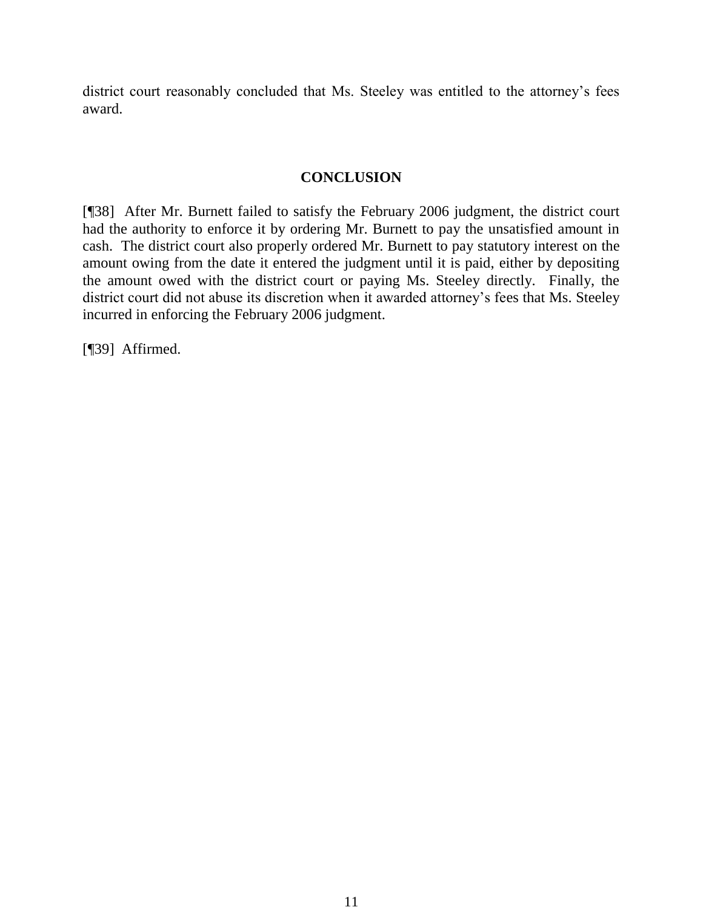district court reasonably concluded that Ms. Steeley was entitled to the attorney's fees award.

## CONCLUSION

[¶38] After Mr. Burnett failed to satisfy the February 2006 judgment, the district court had the authority to enforce it by ordering Mr. Burnett to pay the unsatisfied amount in cash. The district court also properly ordered Mr. Burnett to pay statutory interest on the amount owing from the date it entered the judgment until it is paid, either by depositing the amount owed with the district court or paying Ms. Steeley directly. Finally, the district court did not abuse its discretion when it awarded attorney's fees that Ms. Steeley incurred in enforcing the February 2006 judgment.

[¶39] Affirmed.